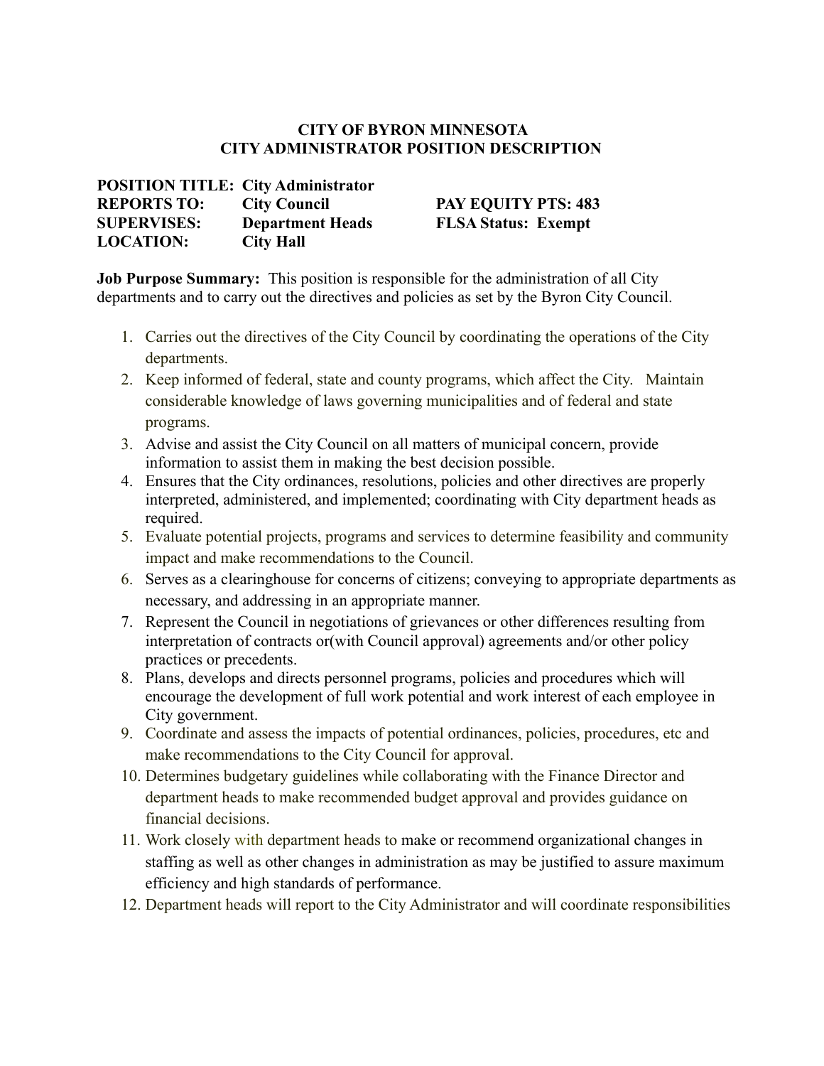# CITY OF BYRON MINNESOTA
## CITY ADMINISTRATOR POSITION DESCRIPTION

**POSITION TITLE:** **City Administrator**
**REPORTS TO:** **City Council** **PAY EQUITY PTS: 483**
**SUPERVISES:** **Department Heads** **FLSA Status: Exempt**
**LOCATION:** **City Hall**

**Job Purpose Summary:** This position is responsible for the administration of all City departments and to carry out the directives and policies as set by the Byron City Council.

1. Carries out the directives of the City Council by coordinating the operations of the City departments.
2. Keep informed of federal, state and county programs, which affect the City. Maintain considerable knowledge of laws governing municipalities and of federal and state programs.
3. Advise and assist the City Council on all matters of municipal concern, provide information to assist them in making the best decision possible.
4. Ensures that the City ordinances, resolutions, policies and other directives are properly interpreted, administered, and implemented; coordinating with City department heads as required.
5. Evaluate potential projects, programs and services to determine feasibility and community impact and make recommendations to the Council.
6. Serves as a clearinghouse for concerns of citizens; conveying to appropriate departments as necessary, and addressing in an appropriate manner.
7. Represent the Council in negotiations of grievances or other differences resulting from interpretation of contracts or(with Council approval) agreements and/or other policy practices or precedents.
8. Plans, develops and directs personnel programs, policies and procedures which will encourage the development of full work potential and work interest of each employee in City government.
9. Coordinate and assess the impacts of potential ordinances, policies, procedures, etc and make recommendations to the City Council for approval.
10. Determines budgetary guidelines while collaborating with the Finance Director and department heads to make recommended budget approval and provides guidance on financial decisions.
11. Work closely with department heads to make or recommend organizational changes in staffing as well as other changes in administration as may be justified to assure maximum efficiency and high standards of performance.
12. Department heads will report to the City Administrator and will coordinate responsibilities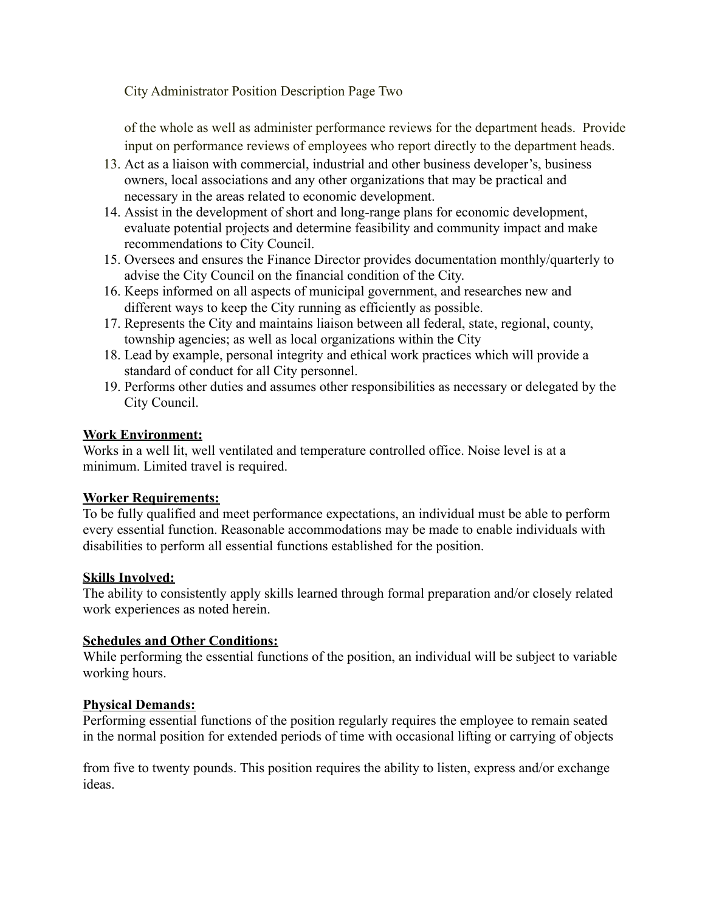of the whole as well as administer performance reviews for the department heads. Provide input on performance reviews of employees who report directly to the department heads.

13. Act as a liaison with commercial, industrial and other business developer's, business owners, local associations and any other organizations that may be practical and necessary in the areas related to economic development.
14. Assist in the development of short and long-range plans for economic development, evaluate potential projects and determine feasibility and community impact and make recommendations to City Council.
15. Oversees and ensures the Finance Director provides documentation monthly/quarterly to advise the City Council on the financial condition of the City.
16. Keeps informed on all aspects of municipal government, and researches new and different ways to keep the City running as efficiently as possible.
17. Represents the City and maintains liaison between all federal, state, regional, county, township agencies; as well as local organizations within the City
18. Lead by example, personal integrity and ethical work practices which will provide a standard of conduct for all City personnel.
19. Performs other duties and assumes other responsibilities as necessary or delegated by the City Council.

**Work Environment:**

Works in a well lit, well ventilated and temperature controlled office. Noise level is at a minimum. Limited travel is required.

**Worker Requirements:**

To be fully qualified and meet performance expectations, an individual must be able to perform every essential function. Reasonable accommodations may be made to enable individuals with disabilities to perform all essential functions established for the position.

**Skills Involved:**

The ability to consistently apply skills learned through formal preparation and/or closely related work experiences as noted herein.

**Schedules and Other Conditions:**

While performing the essential functions of the position, an individual will be subject to variable working hours.

**Physical Demands:**

Performing essential functions of the position regularly requires the employee to remain seated in the normal position for extended periods of time with occasional lifting or carrying of objects from five to twenty pounds. This position requires the ability to listen, express and/or exchange ideas.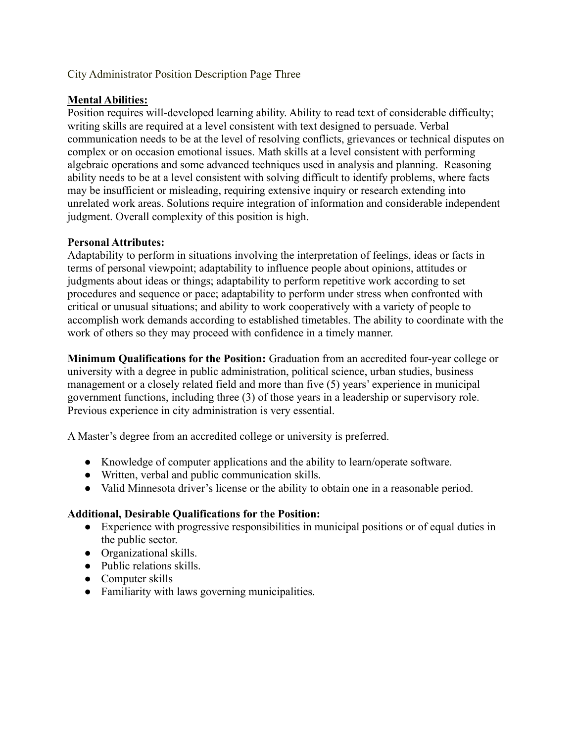City Administrator Position Description Page Three

**Mental Abilities:**

Position requires will-developed learning ability. Ability to read text of considerable difficulty; writing skills are required at a level consistent with text designed to persuade. Verbal communication needs to be at the level of resolving conflicts, grievances or technical disputes on complex or on occasion emotional issues. Math skills at a level consistent with performing algebraic operations and some advanced techniques used in analysis and planning. Reasoning ability needs to be at a level consistent with solving difficult to identify problems, where facts may be insufficient or misleading, requiring extensive inquiry or research extending into unrelated work areas. Solutions require integration of information and considerable independent judgment. Overall complexity of this position is high.

**Personal Attributes:**

Adaptability to perform in situations involving the interpretation of feelings, ideas or facts in terms of personal viewpoint; adaptability to influence people about opinions, attitudes or judgments about ideas or things; adaptability to perform repetitive work according to set procedures and sequence or pace; adaptability to perform under stress when confronted with critical or unusual situations; and ability to work cooperatively with a variety of people to accomplish work demands according to established timetables. The ability to coordinate with the work of others so they may proceed with confidence in a timely manner.

**Minimum Qualifications for the Position:** Graduation from an accredited four-year college or university with a degree in public administration, political science, urban studies, business management or a closely related field and more than five (5) years' experience in municipal government functions, including three (3) of those years in a leadership or supervisory role. Previous experience in city administration is very essential.

A Master's degree from an accredited college or university is preferred.

- Knowledge of computer applications and the ability to learn/operate software.
- Written, verbal and public communication skills.
- Valid Minnesota driver's license or the ability to obtain one in a reasonable period.

**Additional, Desirable Qualifications for the Position:**

- Experience with progressive responsibilities in municipal positions or of equal duties in the public sector.
- Organizational skills.
- Public relations skills.
- Computer skills
- Familiarity with laws governing municipalities.